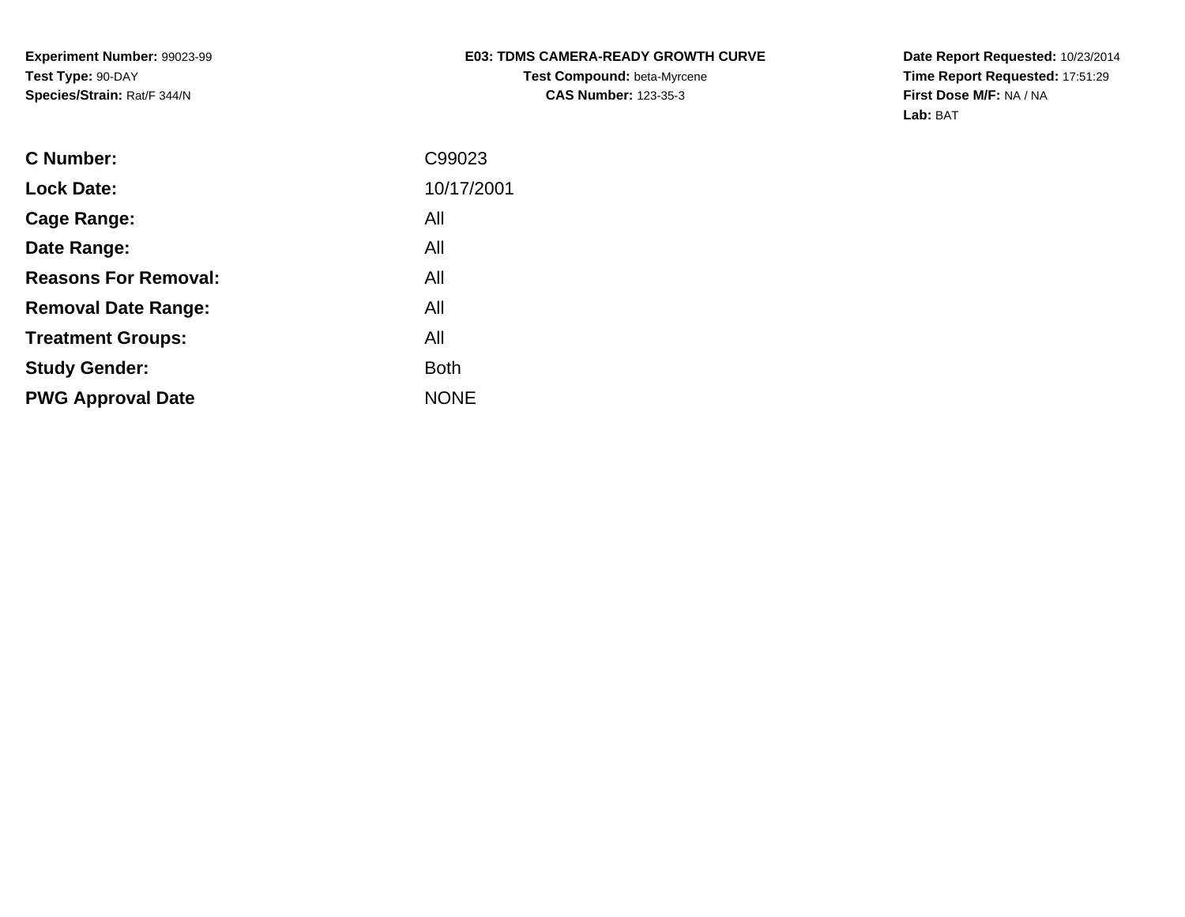**Experiment Number:** 99023-99
**Test Type:** 90-DAY
**Species/Strain:** Rat/F 344/N

**E03: TDMS CAMERA-READY GROWTH CURVE**
**Test Compound:** beta-Myrcene
**CAS Number:** 123-35-3

**Date Report Requested:** 10/23/2014
**Time Report Requested:** 17:51:29
**First Dose M/F:** NA / NA
**Lab:** BAT

| | |
|---|---|
| **C Number:** | C99023 |
| **Lock Date:** | 10/17/2001 |
| **Cage Range:** | All |
| **Date Range:** | All |
| **Reasons For Removal:** | All |
| **Removal Date Range:** | All |
| **Treatment Groups:** | All |
| **Study Gender:** | Both |
| **PWG Approval Date** | NONE |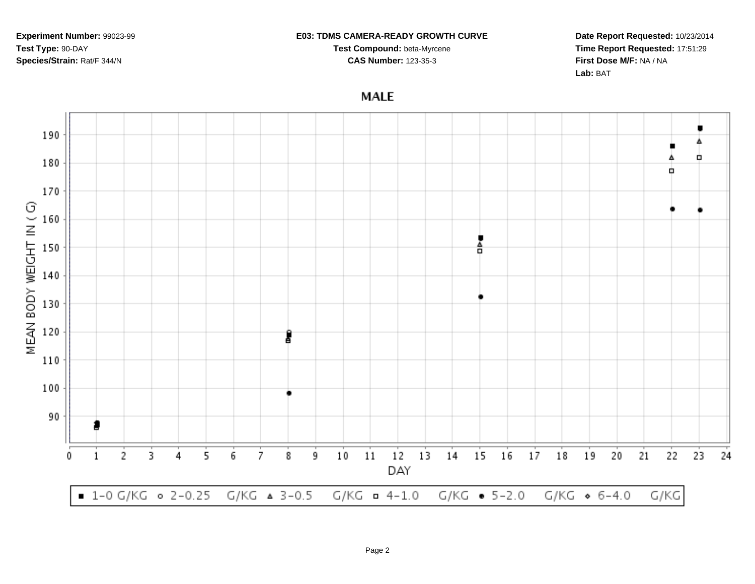**Experiment Number:** 99023-99
**Test Type:** 90-DAY
**Species/Strain:** Rat/F 344/N

**E03: TDMS CAMERA-READY GROWTH CURVE**
**Test Compound:** beta-Myrcene
**CAS Number:** 123-35-3

**Date Report Requested:** 10/23/2014
**Time Report Requested:** 17:51:29
**First Dose M/F:** NA / NA
**Lab:** BAT

## MALE

MEAN BODY WEIGHT IN ( G)

DAY

■ 1-0 G/KG ○ 2-0.25 G/KG △ 3-0.5 G/KG □ 4-1.0 G/KG ● 5-2.0 G/KG ◇ 6-4.0 G/KG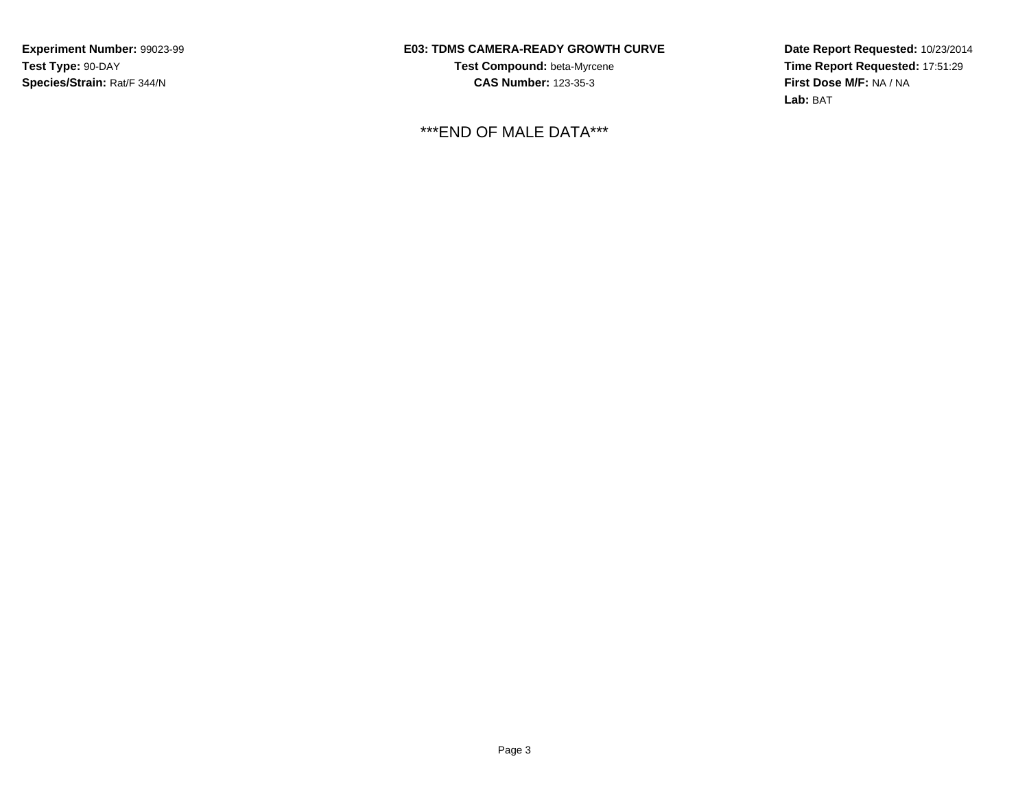**Experiment Number:** 99023-99
**Test Type:** 90-DAY
**Species/Strain:** Rat/F 344/N

**E03: TDMS CAMERA-READY GROWTH CURVE**
**Test Compound:** beta-Myrcene
**CAS Number:** 123-35-3

**Date Report Requested:** 10/23/2014
**Time Report Requested:** 17:51:29
**First Dose M/F:** NA / NA
**Lab:** BAT

***END OF MALE DATA***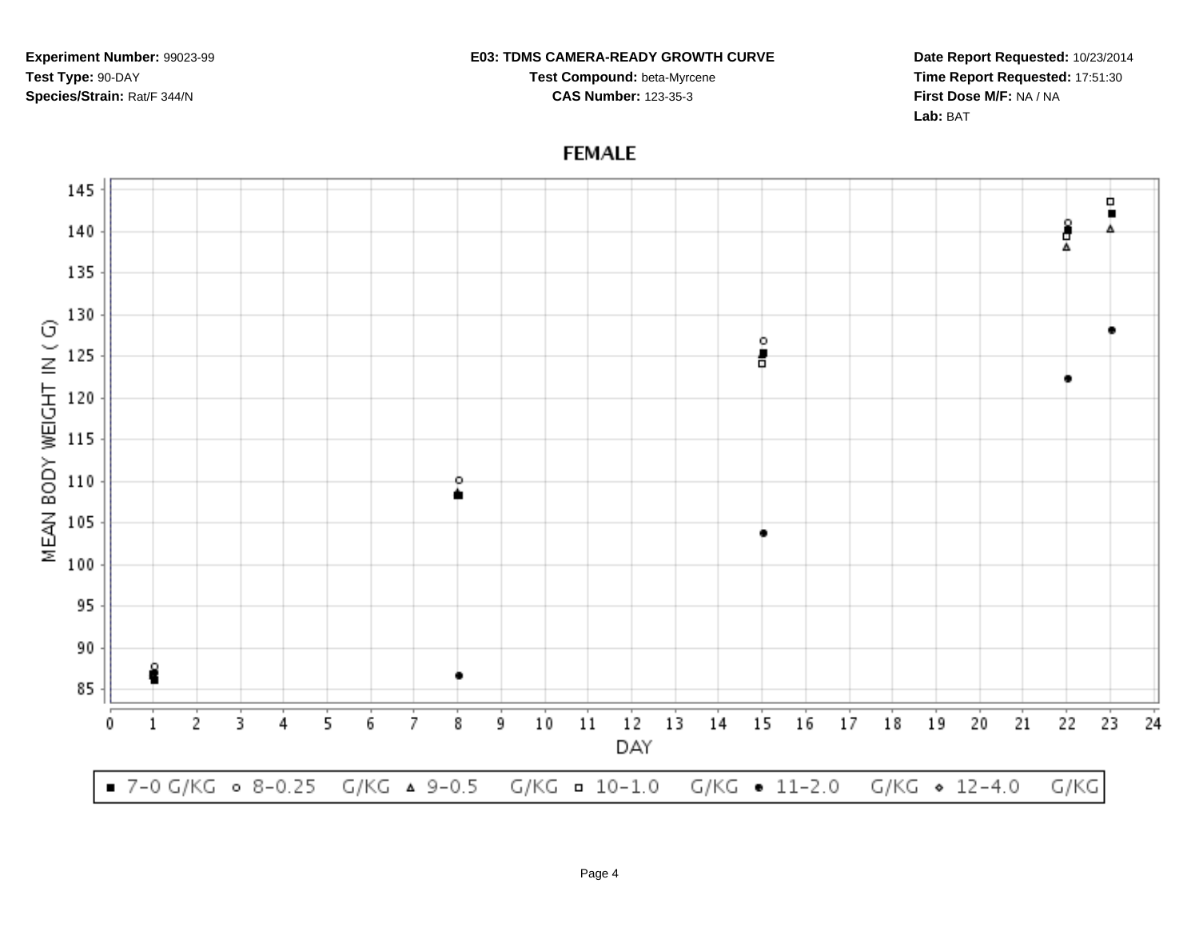**Experiment Number:** 99023-99
**Test Type:** 90-DAY
**Species/Strain:** Rat/F 344/N

**E03: TDMS CAMERA-READY GROWTH CURVE**
**Test Compound:** beta-Myrcene
**CAS Number:** 123-35-3

**Date Report Requested:** 10/23/2014
**Time Report Requested:** 17:51:30
**First Dose M/F:** NA / NA
**Lab:** BAT

**FEMALE**

MEAN BODY WEIGHT IN ( G)

DAY

■ 7-0 G/KG ○ 8-0.25 G/KG △ 9-0.5 G/KG □ 10-1.0 G/KG ● 11-2.0 G/KG ◇ 12-4.0 G/KG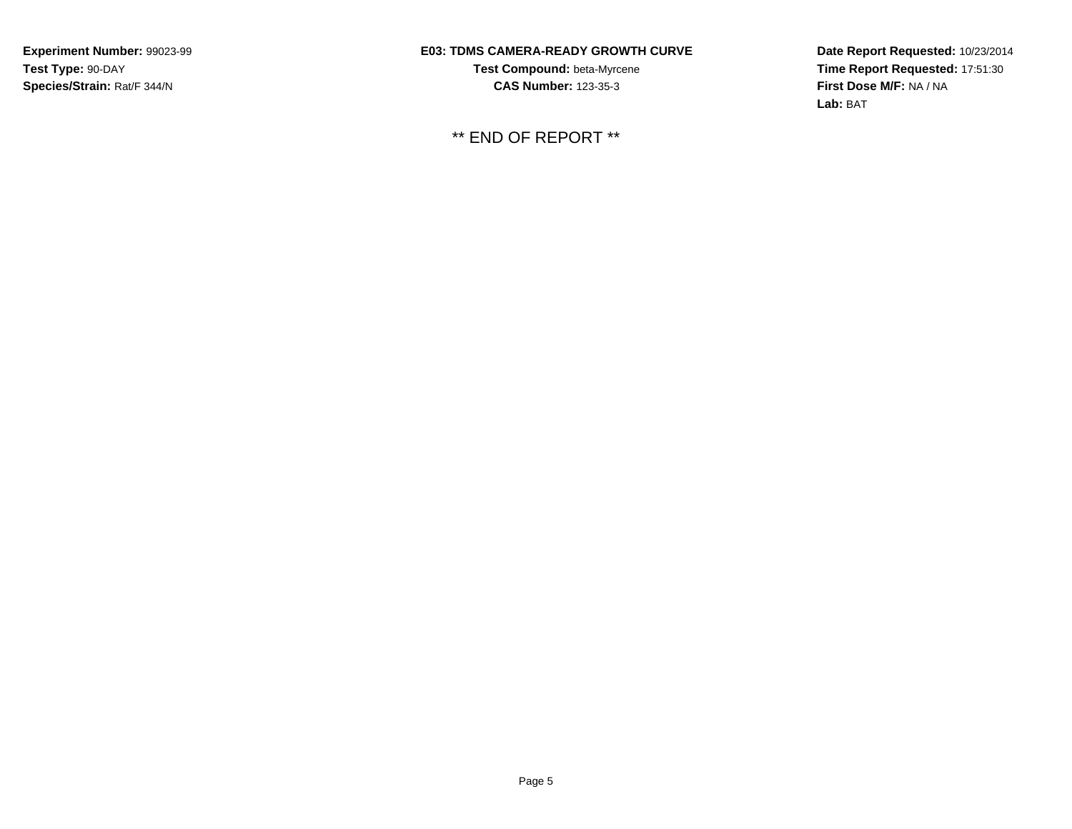**Experiment Number:** 99023-99
**Test Type:** 90-DAY
**Species/Strain:** Rat/F 344/N

**E03: TDMS CAMERA-READY GROWTH CURVE**
**Test Compound:** beta-Myrcene
**CAS Number:** 123-35-3

**Date Report Requested:** 10/23/2014
**Time Report Requested:** 17:51:30
**First Dose M/F:** NA / NA
**Lab:** BAT

** END OF REPORT **